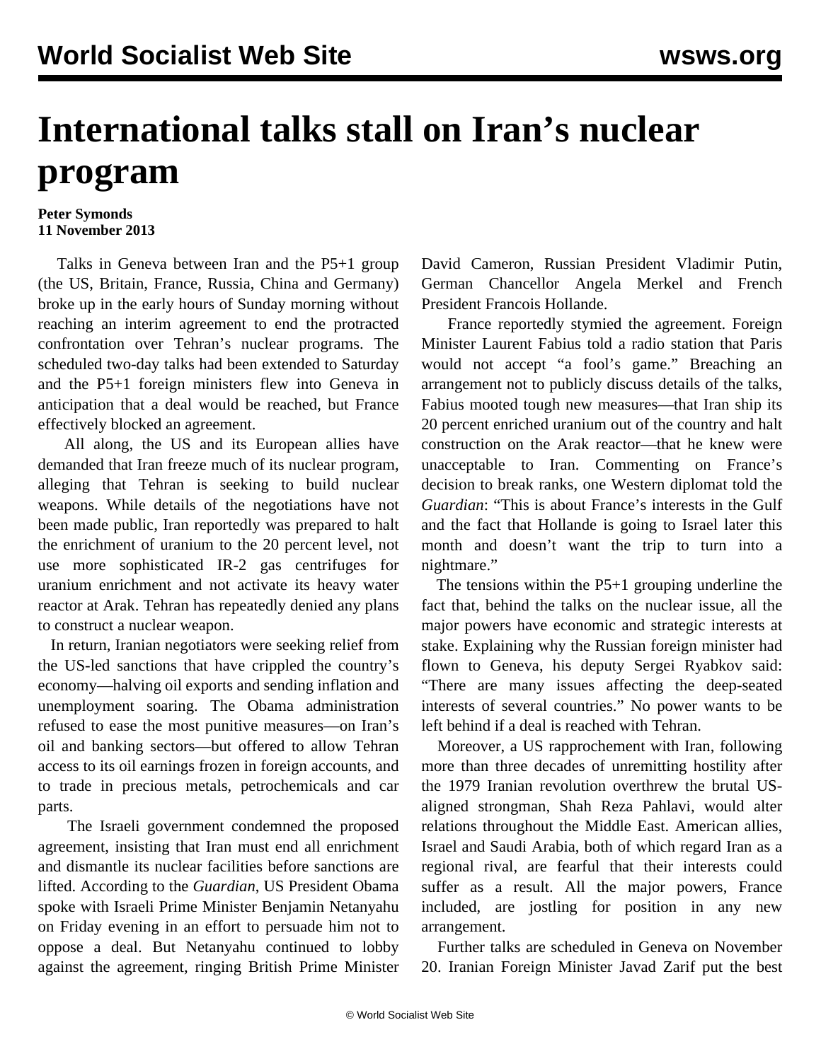# International talks stall on Iran's nuclear program

**Peter Symonds**
**11 November 2013**

Talks in Geneva between Iran and the P5+1 group (the US, Britain, France, Russia, China and Germany) broke up in the early hours of Sunday morning without reaching an interim agreement to end the protracted confrontation over Tehran's nuclear programs. The scheduled two-day talks had been extended to Saturday and the P5+1 foreign ministers flew into Geneva in anticipation that a deal would be reached, but France effectively blocked an agreement.

All along, the US and its European allies have demanded that Iran freeze much of its nuclear program, alleging that Tehran is seeking to build nuclear weapons. While details of the negotiations have not been made public, Iran reportedly was prepared to halt the enrichment of uranium to the 20 percent level, not use more sophisticated IR-2 gas centrifuges for uranium enrichment and not activate its heavy water reactor at Arak. Tehran has repeatedly denied any plans to construct a nuclear weapon.

In return, Iranian negotiators were seeking relief from the US-led sanctions that have crippled the country's economy—halving oil exports and sending inflation and unemployment soaring. The Obama administration refused to ease the most punitive measures—on Iran's oil and banking sectors—but offered to allow Tehran access to its oil earnings frozen in foreign accounts, and to trade in precious metals, petrochemicals and car parts.

The Israeli government condemned the proposed agreement, insisting that Iran must end all enrichment and dismantle its nuclear facilities before sanctions are lifted. According to the *Guardian*, US President Obama spoke with Israeli Prime Minister Benjamin Netanyahu on Friday evening in an effort to persuade him not to oppose a deal. But Netanyahu continued to lobby against the agreement, ringing British Prime Minister David Cameron, Russian President Vladimir Putin, German Chancellor Angela Merkel and French President Francois Hollande.

France reportedly stymied the agreement. Foreign Minister Laurent Fabius told a radio station that Paris would not accept "a fool's game." Breaching an arrangement not to publicly discuss details of the talks, Fabius mooted tough new measures—that Iran ship its 20 percent enriched uranium out of the country and halt construction on the Arak reactor—that he knew were unacceptable to Iran. Commenting on France's decision to break ranks, one Western diplomat told the *Guardian*: "This is about France's interests in the Gulf and the fact that Hollande is going to Israel later this month and doesn't want the trip to turn into a nightmare."

The tensions within the P5+1 grouping underline the fact that, behind the talks on the nuclear issue, all the major powers have economic and strategic interests at stake. Explaining why the Russian foreign minister had flown to Geneva, his deputy Sergei Ryabkov said: "There are many issues affecting the deep-seated interests of several countries." No power wants to be left behind if a deal is reached with Tehran.

Moreover, a US rapprochement with Iran, following more than three decades of unremitting hostility after the 1979 Iranian revolution overthrew the brutal US-aligned strongman, Shah Reza Pahlavi, would alter relations throughout the Middle East. American allies, Israel and Saudi Arabia, both of which regard Iran as a regional rival, are fearful that their interests could suffer as a result. All the major powers, France included, are jostling for position in any new arrangement.

Further talks are scheduled in Geneva on November 20. Iranian Foreign Minister Javad Zarif put the best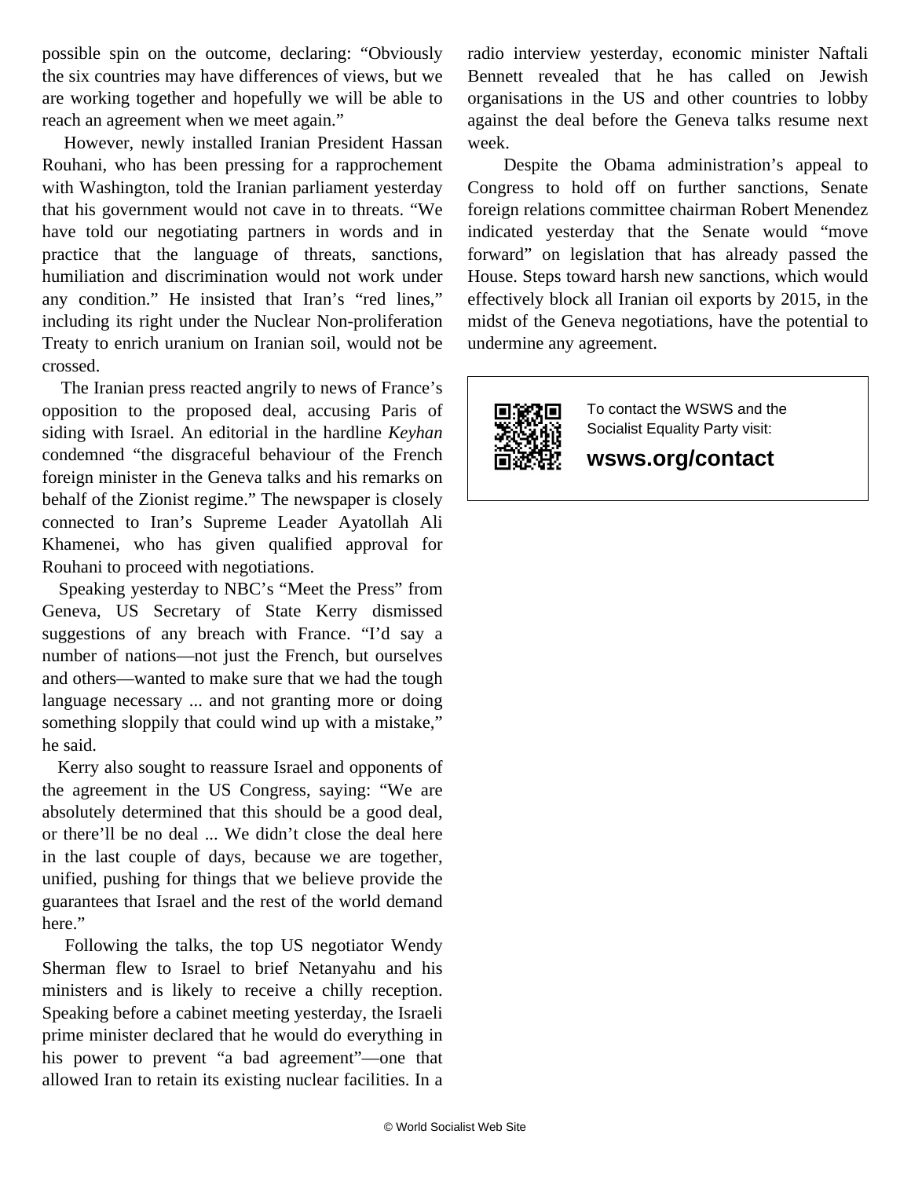possible spin on the outcome, declaring: "Obviously the six countries may have differences of views, but we are working together and hopefully we will be able to reach an agreement when we meet again."

However, newly installed Iranian President Hassan Rouhani, who has been pressing for a rapprochement with Washington, told the Iranian parliament yesterday that his government would not cave in to threats. "We have told our negotiating partners in words and in practice that the language of threats, sanctions, humiliation and discrimination would not work under any condition." He insisted that Iran's "red lines," including its right under the Nuclear Non-proliferation Treaty to enrich uranium on Iranian soil, would not be crossed.

The Iranian press reacted angrily to news of France's opposition to the proposed deal, accusing Paris of siding with Israel. An editorial in the hardline *Keyhan* condemned "the disgraceful behaviour of the French foreign minister in the Geneva talks and his remarks on behalf of the Zionist regime." The newspaper is closely connected to Iran's Supreme Leader Ayatollah Ali Khamenei, who has given qualified approval for Rouhani to proceed with negotiations.

Speaking yesterday to NBC's "Meet the Press" from Geneva, US Secretary of State Kerry dismissed suggestions of any breach with France. "I'd say a number of nations—not just the French, but ourselves and others—wanted to make sure that we had the tough language necessary ... and not granting more or doing something sloppily that could wind up with a mistake," he said.

Kerry also sought to reassure Israel and opponents of the agreement in the US Congress, saying: "We are absolutely determined that this should be a good deal, or there'll be no deal ... We didn't close the deal here in the last couple of days, because we are together, unified, pushing for things that we believe provide the guarantees that Israel and the rest of the world demand here."

Following the talks, the top US negotiator Wendy Sherman flew to Israel to brief Netanyahu and his ministers and is likely to receive a chilly reception. Speaking before a cabinet meeting yesterday, the Israeli prime minister declared that he would do everything in his power to prevent "a bad agreement"—one that allowed Iran to retain its existing nuclear facilities. In a radio interview yesterday, economic minister Naftali Bennett revealed that he has called on Jewish organisations in the US and other countries to lobby against the deal before the Geneva talks resume next week.

Despite the Obama administration's appeal to Congress to hold off on further sanctions, Senate foreign relations committee chairman Robert Menendez indicated yesterday that the Senate would "move forward" on legislation that has already passed the House. Steps toward harsh new sanctions, which would effectively block all Iranian oil exports by 2015, in the midst of the Geneva negotiations, have the potential to undermine any agreement.

To contact the WSWS and the Socialist Equality Party visit:

**wsws.org/contact**